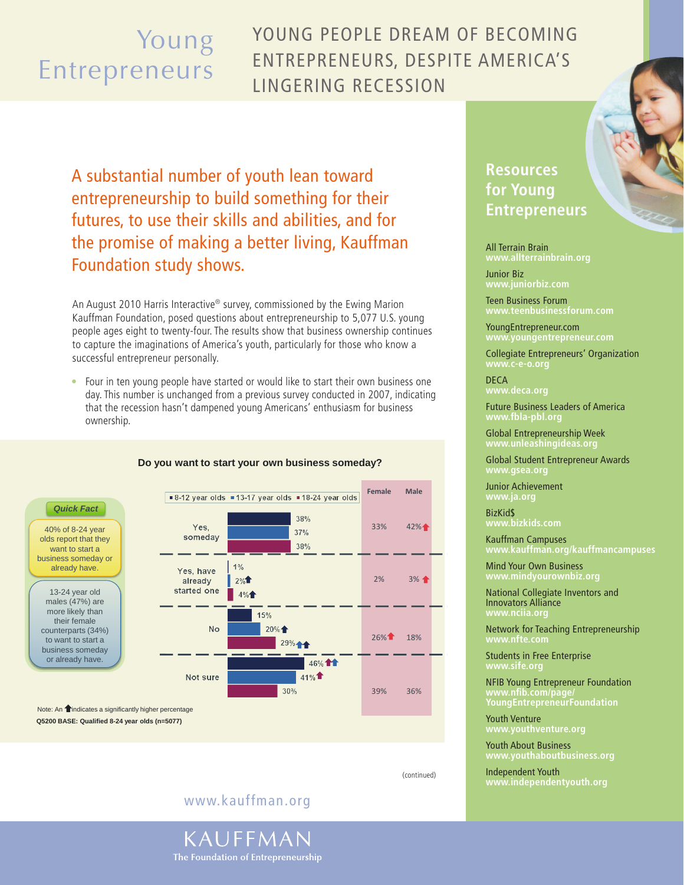# Young Entrepreneurs

## YOUNG PEOPLE DREAM OF BECOMING ENTREPRENEURS, DESPITE AMERICA'S LINGERING RECESSION

### A substantial number of youth lean toward entrepreneurship to build something for their futures, to use their skills and abilities, and for the promise of making a better living, Kauffman Foundation study shows.

An August 2010 Harris Interactive® survey, commissioned by the Ewing Marion Kauffman Foundation, posed questions about entrepreneurship to 5,077 U.S. young people ages eight to twenty-four. The results show that business ownership continues to capture the imaginations of America's youth, particularly for those who know a successful entrepreneur personally.

- Four in ten young people have started or would like to start their own business one day. This number is unchanged from a previous survey conducted in 2007, indicating that the recession hasn't dampened young Americans' enthusiasm for business ownership.

**Do you want to start your own business someday?**

| | 8-12 year olds | 13-17 year olds | 18-24 year olds | Female | Male |
|---|---|---|---|---|---|
| Yes, someday | 38% | 37% | 38% | 33% | 42%↑ |
| Yes, have already started one | 1% | 2%↑ | 4%↑ | 2% | 3%↑ |
| No | 15% | 20%↑ | 29%↑↑ | 26%↑ | 18% |
| Not sure | 46%↑↑ | 41%↑ | 30% | 39% | 36% |

Note: An ↑ indicates a significantly higher percentage

**Q5200 BASE: Qualified 8-24 year olds (n=5077)**

**Quick Fact**

40% of 8-24 year olds report that they want to start a business someday or already have.

13-24 year old males (47%) are more likely than their female counterparts (34%) to want to start a business someday or already have.

(continued)

www.kauffman.org

## Resources for Young Entrepreneurs

- All Terrain Brain – www.allterrainbrain.org
- Junior Biz – www.juniorbiz.com
- Teen Business Forum – www.teenbusinessforum.com
- YoungEntrepreneur.com – www.youngentrepreneur.com
- Collegiate Entrepreneurs' Organization – www.c-e-o.org
- DECA – www.deca.org
- Future Business Leaders of America – www.fbla-pbl.org
- Global Entrepreneurship Week – www.unleashingideas.org
- Global Student Entrepreneur Awards – www.gsea.org
- Junior Achievement – www.ja.org
- BizKid$ – www.bizkids.com
- Kauffman Campuses – www.kauffman.org/kauffmancampuses
- Mind Your Own Business – www.mindyourownbiz.org
- National Collegiate Inventors and Innovators Alliance – www.nciia.org
- Network for Teaching Entrepreneurship – www.nfte.com
- Students in Free Enterprise – www.sife.org
- NFIB Young Entrepreneur Foundation – www.nfib.com/page/YoungEntrepreneurFoundation
- Youth Venture – www.youthventure.org
- Youth About Business – www.youthaboutbusiness.org
- Independent Youth – www.independentyouth.org

KAUFFMAN
The Foundation of Entrepreneurship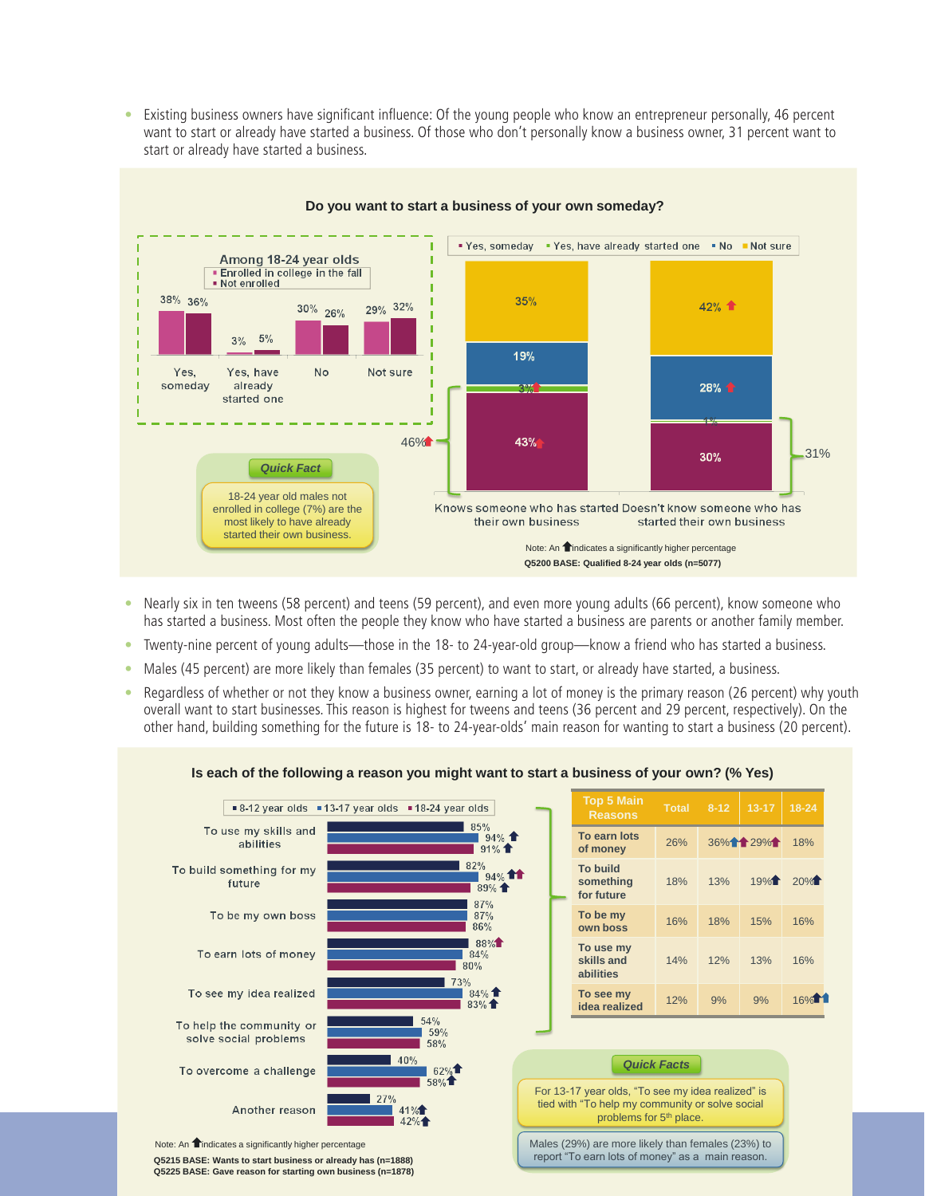- Existing business owners have significant influence: Of the young people who know an entrepreneur personally, 46 percent want to start or already have started a business. Of those who don't personally know a business owner, 31 percent want to start or already have started a business.

**Do you want to start a business of your own someday?**

Among 18-24 year olds

| | Enrolled in college in the fall | Not enrolled |
|---|---|---|
| Yes, someday | 38% | 36% |
| Yes, have already started one | 3% | 5% |
| No | 30% | 26% |
| Not sure | 29% | 32% |

| | Knows someone who has started their own business | Doesn't know someone who has started their own business |
|---|---|---|
| Yes, someday | 43% ↑ | 30% |
| Yes, have already started one | 3% ↑ | 1% |
| No | 19% | 28% ↑ |
| Not sure | 35% | 42% ↑ |
| Yes, someday + Yes, have already started one | 46% ↑ | 31% |

**Quick Fact**

18-24 year old males not enrolled in college (7%) are the most likely to have already started their own business.

Note: An ↑ indicates a significantly higher percentage

Q5200 BASE: Qualified 8-24 year olds (n=5077)

- Nearly six in ten tweens (58 percent) and teens (59 percent), and even more young adults (66 percent), know someone who has started a business. Most often the people they know who have started a business are parents or another family member.
- Twenty-nine percent of young adults—those in the 18- to 24-year-old group—know a friend who has started a business.
- Males (45 percent) are more likely than females (35 percent) to want to start, or already have started, a business.
- Regardless of whether or not they know a business owner, earning a lot of money is the primary reason (26 percent) why youth overall want to start businesses. This reason is highest for tweens and teens (36 percent and 29 percent, respectively). On the other hand, building something for the future is 18- to 24-year-olds' main reason for wanting to start a business (20 percent).

**Is each of the following a reason you might want to start a business of your own? (% Yes)**

| | 8-12 year olds | 13-17 year olds | 18-24 year olds |
|---|---|---|---|
| To use my skills and abilities | 85% | 94% ↑ | 91% ↑ |
| To build something for my future | 82% | 94% ↑↑ | 89% ↑ |
| To be my own boss | 87% | 87% | 86% |
| To earn lots of money | 88% ↑ | 84% | 80% |
| To see my idea realized | 73% | 84% ↑ | 83% ↑ |
| To help the community or solve social problems | 54% | 59% | 58% |
| To overcome a challenge | 40% | 62% ↑ | 58% ↑ |
| Another reason | 27% | 41% ↑ | 42% ↑ |

| Top 5 Main Reasons | Total | 8-12 | 13-17 | 18-24 |
|---|---|---|---|---|
| To earn lots of money | 26% | 36% ↑↑ | 29% ↑ | 18% |
| To build something for future | 18% | 13% | 19% ↑ | 20% ↑ |
| To be my own boss | 16% | 18% | 15% | 16% |
| To use my skills and abilities | 14% | 12% | 13% | 16% |
| To see my idea realized | 12% | 9% | 9% | 16% ↑↑ |

**Quick Facts**

For 13-17 year olds, "To see my idea realized" is tied with "To help my community or solve social problems for 5th place.

Males (29%) are more likely than females (23%) to report "To earn lots of money" as a main reason.

Note: An ↑ indicates a significantly higher percentage

Q5215 BASE: Wants to start business or already has (n=1888)

Q5225 BASE: Gave reason for starting own business (n=1878)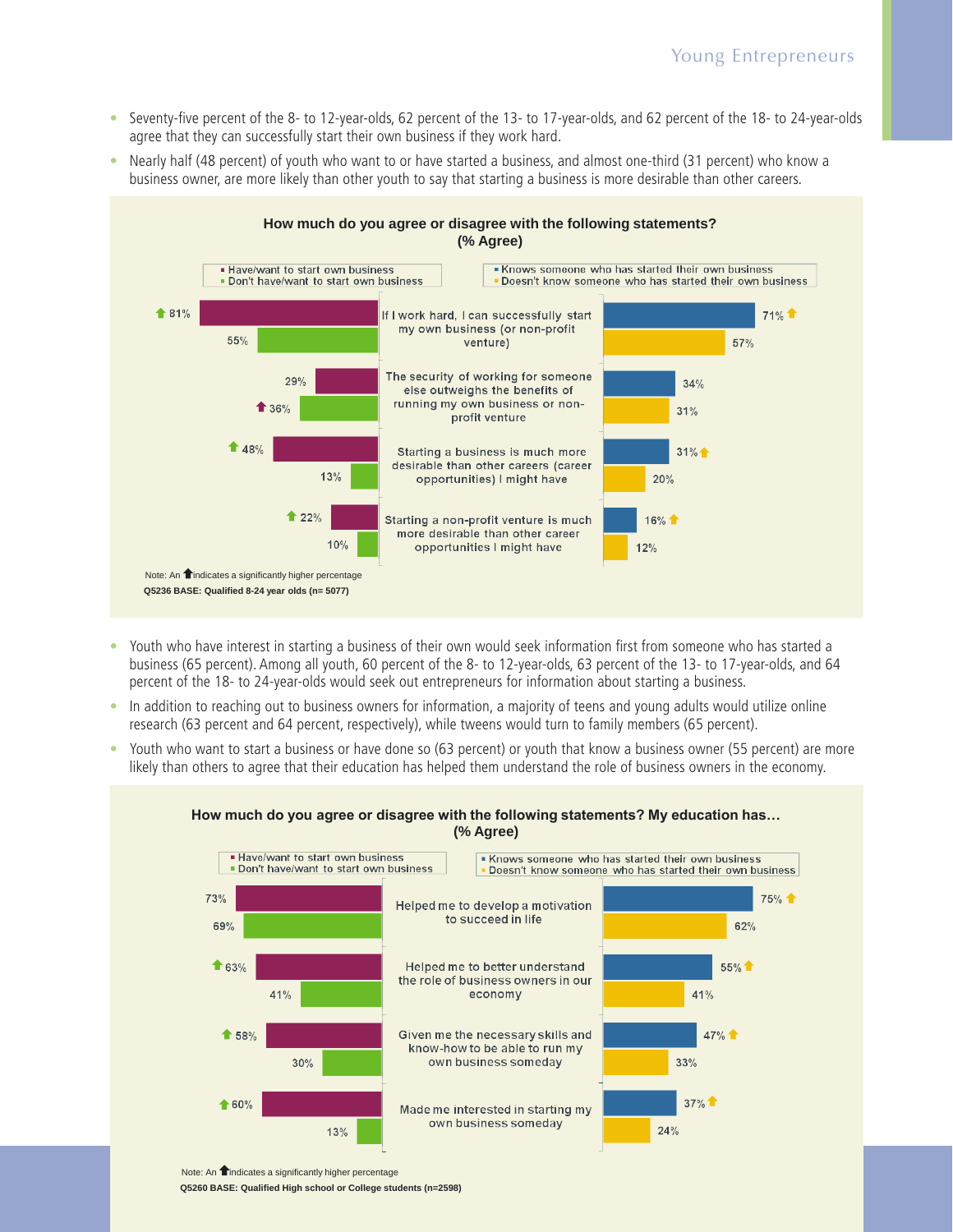- Seventy-five percent of the 8- to 12-year-olds, 62 percent of the 13- to 17-year-olds, and 62 percent of the 18- to 24-year-olds agree that they can successfully start their own business if they work hard.
- Nearly half (48 percent) of youth who want to or have started a business, and almost one-third (31 percent) who know a business owner, are more likely than other youth to say that starting a business is more desirable than other careers.

**How much do you agree or disagree with the following statements? (% Agree)**

| Statement | Have/want to start own business | Don't have/want to start own business | Knows someone who has started their own business | Doesn't know someone who has started their own business |
|---|---|---|---|---|
| If I work hard, I can successfully start my own business (or non-profit venture) | ⬆ 81% | 55% | 71% ⬆ | 57% |
| The security of working for someone else outweighs the benefits of running my own business or non-profit venture | 29% | ⬆ 36% | 34% | 31% |
| Starting a business is much more desirable than other careers (career opportunities) I might have | ⬆ 48% | 13% | 31% ⬆ | 20% |
| Starting a non-profit venture is much more desirable than other career opportunities I might have | ⬆ 22% | 10% | 16% ⬆ | 12% |

Note: An ⬆ indicates a significantly higher percentage

**Q5236 BASE: Qualified 8-24 year olds (n= 5077)**

- Youth who have interest in starting a business of their own would seek information first from someone who has started a business (65 percent). Among all youth, 60 percent of the 8- to 12-year-olds, 63 percent of the 13- to 17-year-olds, and 64 percent of the 18- to 24-year-olds would seek out entrepreneurs for information about starting a business.
- In addition to reaching out to business owners for information, a majority of teens and young adults would utilize online research (63 percent and 64 percent, respectively), while tweens would turn to family members (65 percent).
- Youth who want to start a business or have done so (63 percent) or youth that know a business owner (55 percent) are more likely than others to agree that their education has helped them understand the role of business owners in the economy.

**How much do you agree or disagree with the following statements? My education has… (% Agree)**

| Statement | Have/want to start own business | Don't have/want to start own business | Knows someone who has started their own business | Doesn't know someone who has started their own business |
|---|---|---|---|---|
| Helped me to develop a motivation to succeed in life | 73% | 69% | 75% ⬆ | 62% |
| Helped me to better understand the role of business owners in our economy | ⬆ 63% | 41% | 55% ⬆ | 41% |
| Given me the necessary skills and know-how to be able to run my own business someday | ⬆ 58% | 30% | 47% ⬆ | 33% |
| Made me interested in starting my own business someday | ⬆ 60% | 13% | 37% ⬆ | 24% |

Note: An ⬆ indicates a significantly higher percentage

**Q5260 BASE: Qualified High school or College students (n=2598)**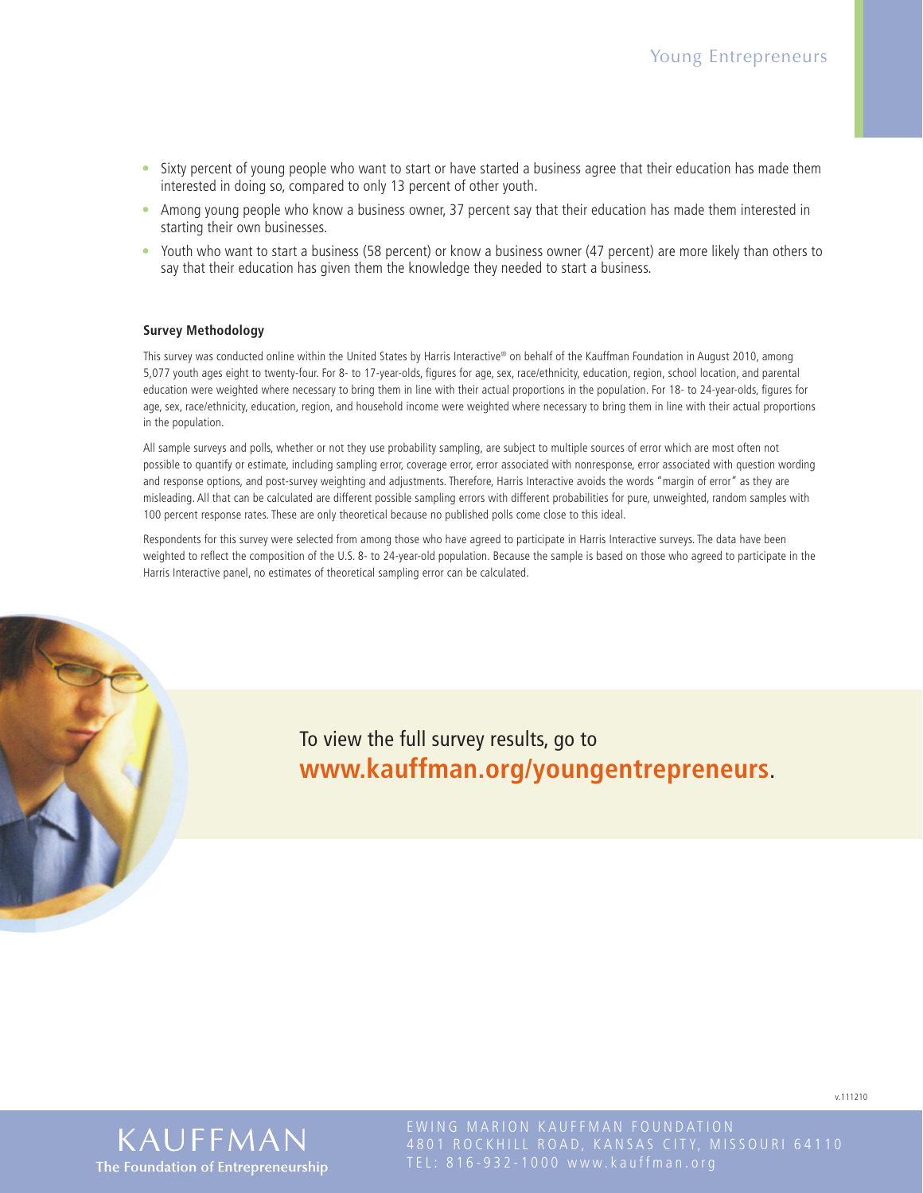- Sixty percent of young people who want to start or have started a business agree that their education has made them interested in doing so, compared to only 13 percent of other youth.
- Among young people who know a business owner, 37 percent say that their education has made them interested in starting their own businesses.
- Youth who want to start a business (58 percent) or know a business owner (47 percent) are more likely than others to say that their education has given them the knowledge they needed to start a business.

**Survey Methodology**

This survey was conducted online within the United States by Harris Interactive® on behalf of the Kauffman Foundation in August 2010, among 5,077 youth ages eight to twenty-four. For 8- to 17-year-olds, figures for age, sex, race/ethnicity, education, region, school location, and parental education were weighted where necessary to bring them in line with their actual proportions in the population. For 18- to 24-year-olds, figures for age, sex, race/ethnicity, education, region, and household income were weighted where necessary to bring them in line with their actual proportions in the population.

All sample surveys and polls, whether or not they use probability sampling, are subject to multiple sources of error which are most often not possible to quantify or estimate, including sampling error, coverage error, error associated with nonresponse, error associated with question wording and response options, and post-survey weighting and adjustments. Therefore, Harris Interactive avoids the words "margin of error" as they are misleading. All that can be calculated are different possible sampling errors with different probabilities for pure, unweighted, random samples with 100 percent response rates. These are only theoretical because no published polls come close to this ideal.

Respondents for this survey were selected from among those who have agreed to participate in Harris Interactive surveys. The data have been weighted to reflect the composition of the U.S. 8- to 24-year-old population. Because the sample is based on those who agreed to participate in the Harris Interactive panel, no estimates of theoretical sampling error can be calculated.

To view the full survey results, go to
**www.kauffman.org/youngentrepreneurs**.

v.111210

KAUFFMAN
The Foundation of Entrepreneurship

EWING MARION KAUFFMAN FOUNDATION
4801 ROCKHILL ROAD, KANSAS CITY, MISSOURI 64110
TEL: 816-932-1000 www.kauffman.org